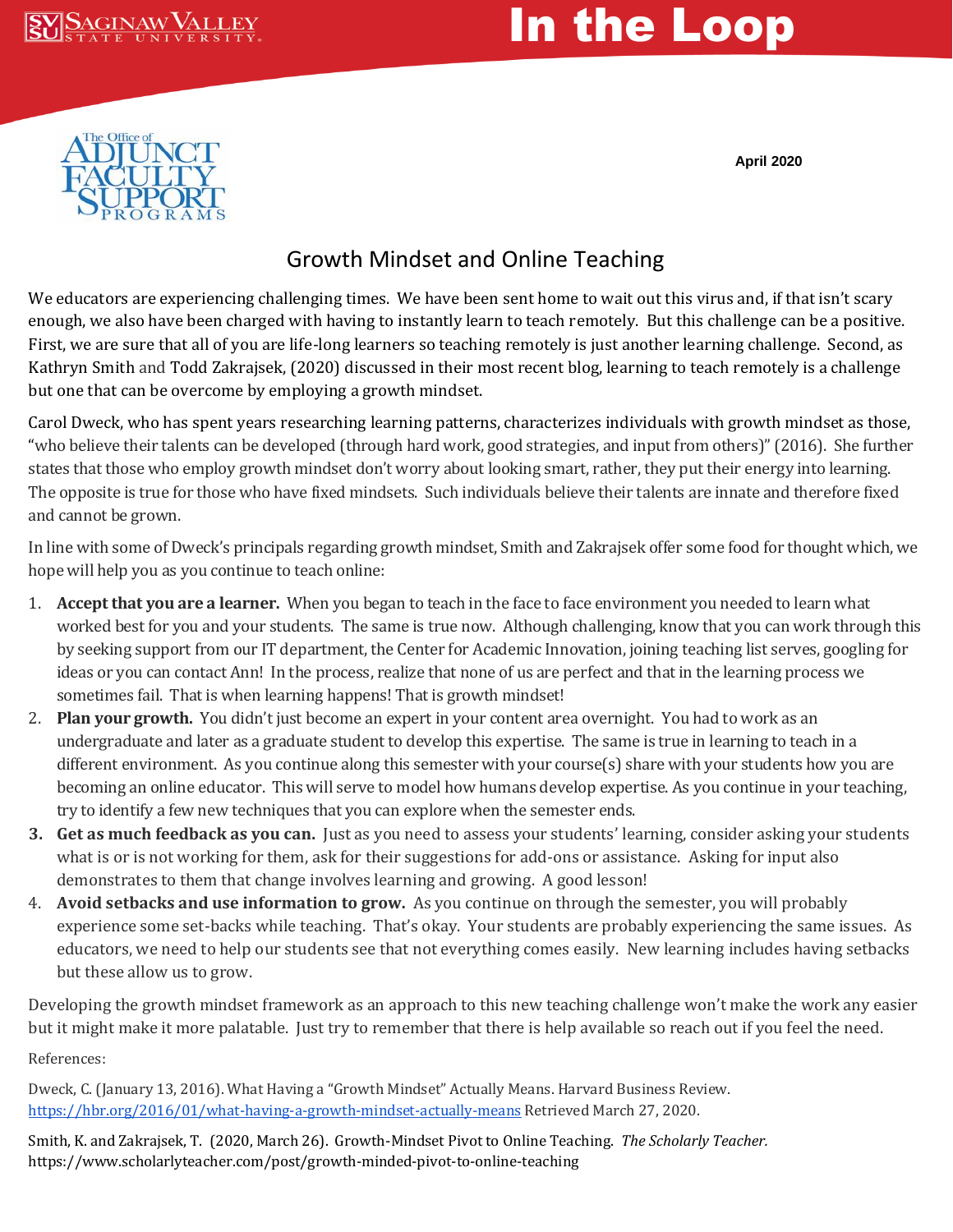# In the Loop

The Office of Adjunct Faculty Support Programs

April 2020

## Growth Mindset and Online Teaching

We educators are experiencing challenging times. We have been sent home to wait out this virus and, if that isn't scary enough, we also have been charged with having to instantly learn to teach remotely. But this challenge can be a positive. First, we are sure that all of you are life-long learners so teaching remotely is just another learning challenge. Second, as Kathryn Smith and Todd Zakrajsek, (2020) discussed in their most recent blog, learning to teach remotely is a challenge but one that can be overcome by employing a growth mindset.

Carol Dweck, who has spent years researching learning patterns, characterizes individuals with growth mindset as those, "who believe their talents can be developed (through hard work, good strategies, and input from others)" (2016). She further states that those who employ growth mindset don't worry about looking smart, rather, they put their energy into learning. The opposite is true for those who have fixed mindsets. Such individuals believe their talents are innate and therefore fixed and cannot be grown.

In line with some of Dweck's principals regarding growth mindset, Smith and Zakrajsek offer some food for thought which, we hope will help you as you continue to teach online:

1. **Accept that you are a learner.** When you began to teach in the face to face environment you needed to learn what worked best for you and your students. The same is true now. Although challenging, know that you can work through this by seeking support from our IT department, the Center for Academic Innovation, joining teaching list serves, googling for ideas or you can contact Ann! In the process, realize that none of us are perfect and that in the learning process we sometimes fail. That is when learning happens! That is growth mindset!
2. **Plan your growth.** You didn't just become an expert in your content area overnight. You had to work as an undergraduate and later as a graduate student to develop this expertise. The same is true in learning to teach in a different environment. As you continue along this semester with your course(s) share with your students how you are becoming an online educator. This will serve to model how humans develop expertise. As you continue in your teaching, try to identify a few new techniques that you can explore when the semester ends.
3. **Get as much feedback as you can.** Just as you need to assess your students' learning, consider asking your students what is or is not working for them, ask for their suggestions for add-ons or assistance. Asking for input also demonstrates to them that change involves learning and growing. A good lesson!
4. **Avoid setbacks and use information to grow.** As you continue on through the semester, you will probably experience some set-backs while teaching. That's okay. Your students are probably experiencing the same issues. As educators, we need to help our students see that not everything comes easily. New learning includes having setbacks but these allow us to grow.

Developing the growth mindset framework as an approach to this new teaching challenge won't make the work any easier but it might make it more palatable. Just try to remember that there is help available so reach out if you feel the need.

References:

Dweck, C. (January 13, 2016). What Having a "Growth Mindset" Actually Means. Harvard Business Review. https://hbr.org/2016/01/what-having-a-growth-mindset-actually-means Retrieved March 27, 2020.

Smith, K. and Zakrajsek, T. (2020, March 26). Growth-Mindset Pivot to Online Teaching. *The Scholarly Teacher.* https://www.scholarlyteacher.com/post/growth-minded-pivot-to-online-teaching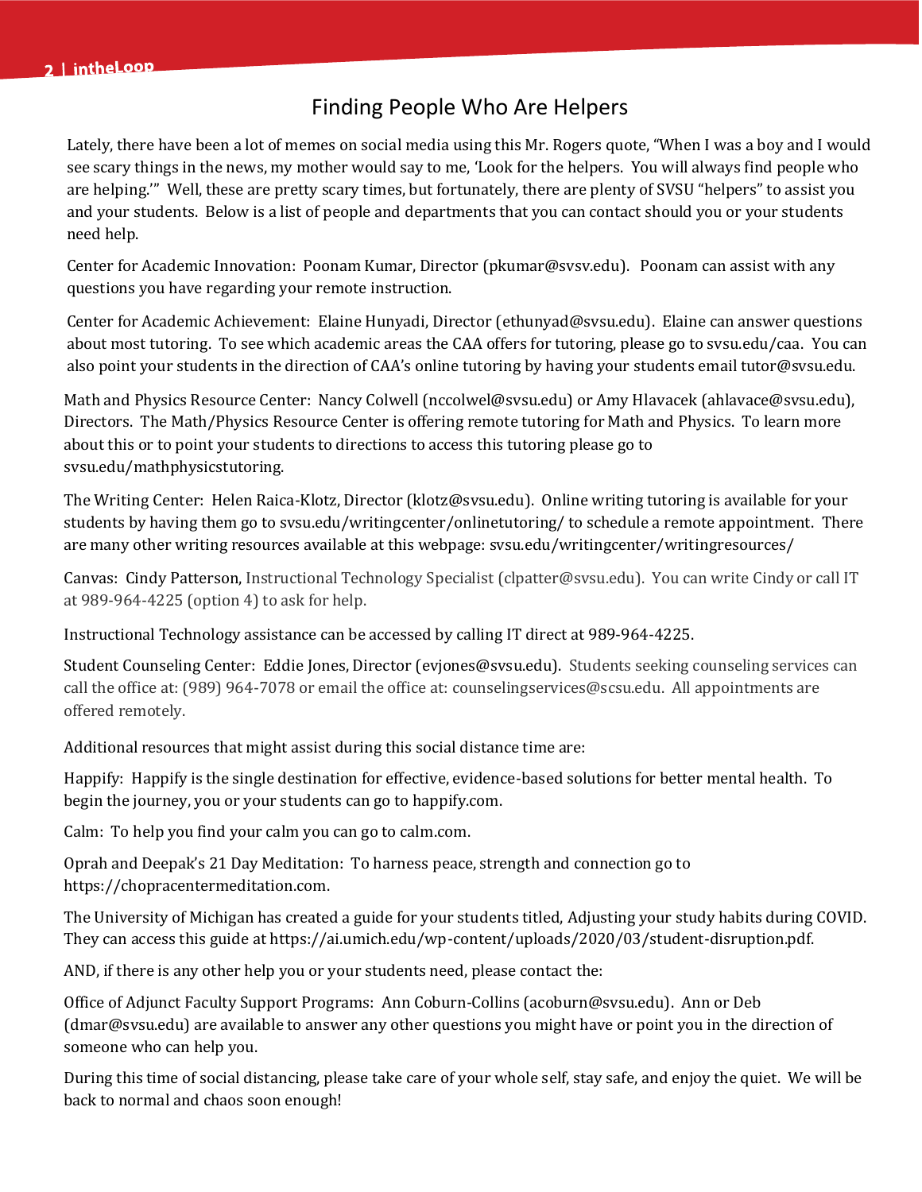# Finding People Who Are Helpers

Lately, there have been a lot of memes on social media using this Mr. Rogers quote, "When I was a boy and I would see scary things in the news, my mother would say to me, 'Look for the helpers. You will always find people who are helping.'" Well, these are pretty scary times, but fortunately, there are plenty of SVSU "helpers" to assist you and your students. Below is a list of people and departments that you can contact should you or your students need help.

Center for Academic Innovation: Poonam Kumar, Director (pkumar@svsv.edu). Poonam can assist with any questions you have regarding your remote instruction.

Center for Academic Achievement: Elaine Hunyadi, Director (ethunyad@svsu.edu). Elaine can answer questions about most tutoring. To see which academic areas the CAA offers for tutoring, please go to svsu.edu/caa. You can also point your students in the direction of CAA's online tutoring by having your students email tutor@svsu.edu.

Math and Physics Resource Center: Nancy Colwell (nccolwel@svsu.edu) or Amy Hlavacek (ahlavace@svsu.edu), Directors. The Math/Physics Resource Center is offering remote tutoring for Math and Physics. To learn more about this or to point your students to directions to access this tutoring please go to svsu.edu/mathphysicstutoring.

The Writing Center: Helen Raica-Klotz, Director (klotz@svsu.edu). Online writing tutoring is available for your students by having them go to svsu.edu/writingcenter/onlinetutoring/ to schedule a remote appointment. There are many other writing resources available at this webpage: svsu.edu/writingcenter/writingresources/

Canvas: Cindy Patterson, Instructional Technology Specialist (clpatter@svsu.edu). You can write Cindy or call IT at 989-964-4225 (option 4) to ask for help.

Instructional Technology assistance can be accessed by calling IT direct at 989-964-4225.

Student Counseling Center: Eddie Jones, Director (evjones@svsu.edu). Students seeking counseling services can call the office at: (989) 964-7078 or email the office at: counselingservices@scsu.edu. All appointments are offered remotely.

Additional resources that might assist during this social distance time are:

Happify: Happify is the single destination for effective, evidence-based solutions for better mental health. To begin the journey, you or your students can go to happify.com.

Calm: To help you find your calm you can go to calm.com.

Oprah and Deepak's 21 Day Meditation: To harness peace, strength and connection go to https://chopracentermeditation.com.

The University of Michigan has created a guide for your students titled, Adjusting your study habits during COVID. They can access this guide at https://ai.umich.edu/wp-content/uploads/2020/03/student-disruption.pdf.

AND, if there is any other help you or your students need, please contact the:

Office of Adjunct Faculty Support Programs: Ann Coburn-Collins (acoburn@svsu.edu). Ann or Deb (dmar@svsu.edu) are available to answer any other questions you might have or point you in the direction of someone who can help you.

During this time of social distancing, please take care of your whole self, stay safe, and enjoy the quiet. We will be back to normal and chaos soon enough!